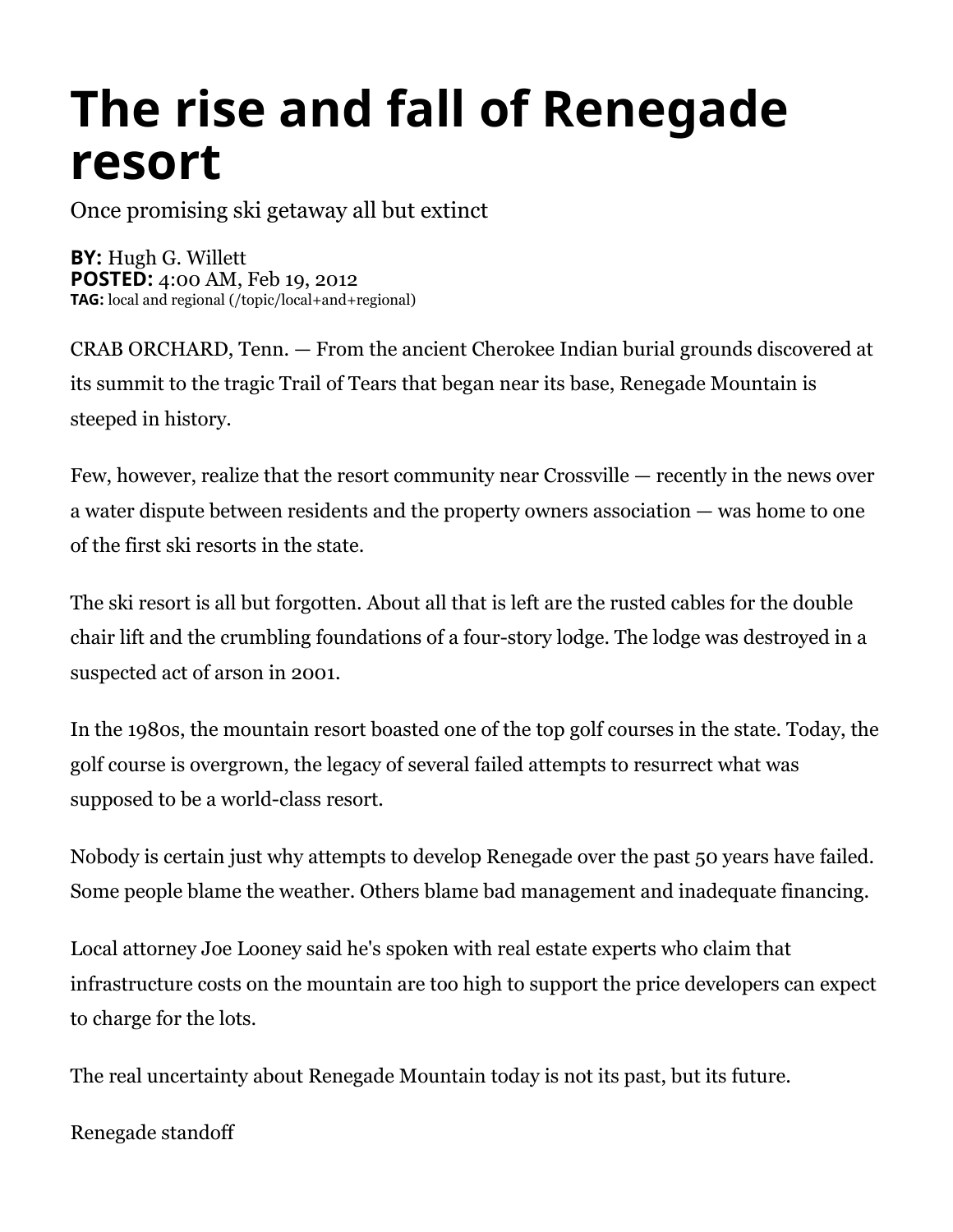# The rise and fall of Renegade resort

Once promising ski getaway all but extinct

**BY:** Hugh G. Willett
**POSTED:** 4:00 AM, Feb 19, 2012
**TAG:** local and regional (/topic/local+and+regional)

CRAB ORCHARD, Tenn. — From the ancient Cherokee Indian burial grounds discovered at its summit to the tragic Trail of Tears that began near its base, Renegade Mountain is steeped in history.

Few, however, realize that the resort community near Crossville — recently in the news over a water dispute between residents and the property owners association — was home to one of the first ski resorts in the state.

The ski resort is all but forgotten. About all that is left are the rusted cables for the double chair lift and the crumbling foundations of a four-story lodge. The lodge was destroyed in a suspected act of arson in 2001.

In the 1980s, the mountain resort boasted one of the top golf courses in the state. Today, the golf course is overgrown, the legacy of several failed attempts to resurrect what was supposed to be a world-class resort.

Nobody is certain just why attempts to develop Renegade over the past 50 years have failed. Some people blame the weather. Others blame bad management and inadequate financing.

Local attorney Joe Looney said he's spoken with real estate experts who claim that infrastructure costs on the mountain are too high to support the price developers can expect to charge for the lots.

The real uncertainty about Renegade Mountain today is not its past, but its future.

Renegade standoff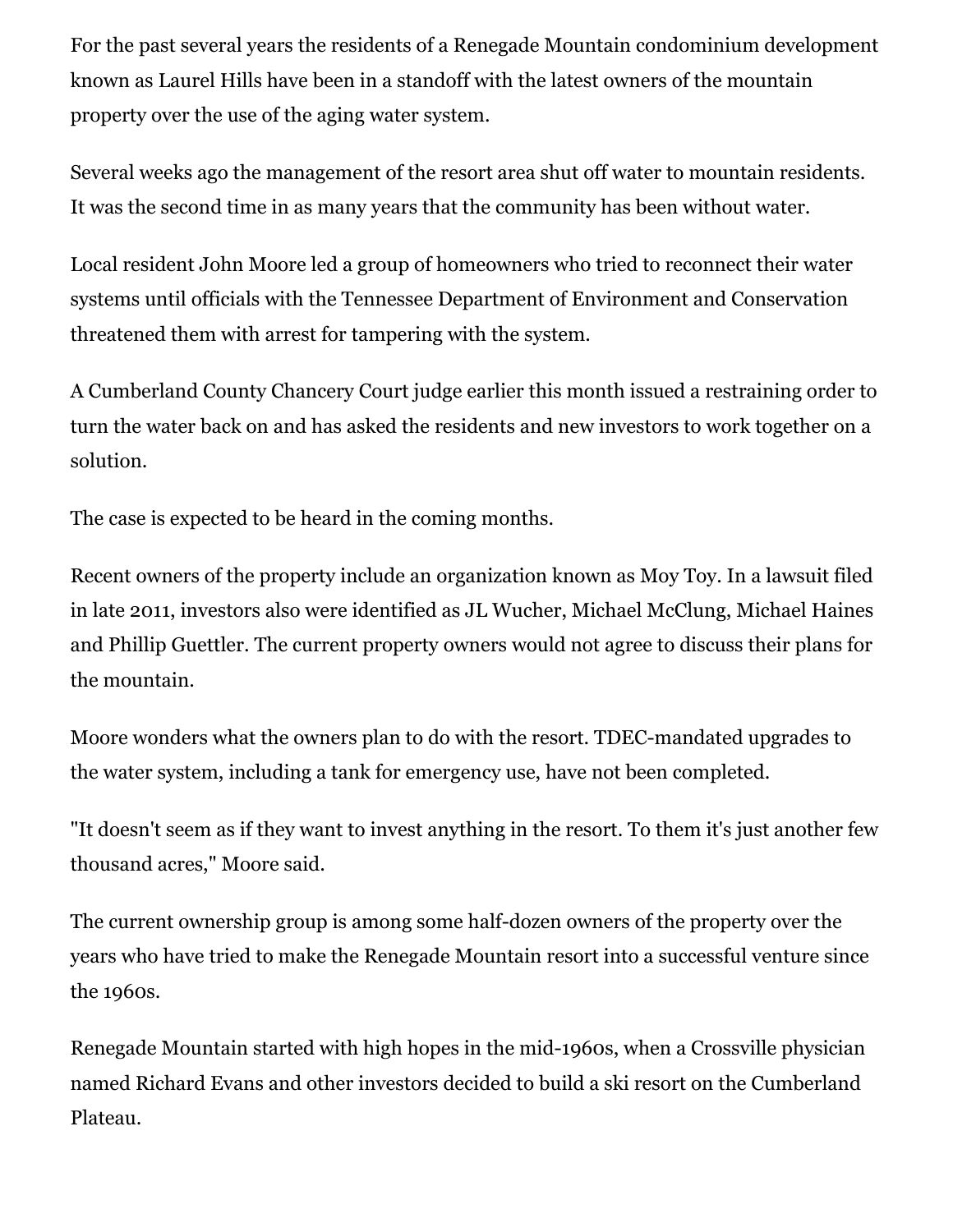For the past several years the residents of a Renegade Mountain condominium development known as Laurel Hills have been in a standoff with the latest owners of the mountain property over the use of the aging water system.

Several weeks ago the management of the resort area shut off water to mountain residents. It was the second time in as many years that the community has been without water.

Local resident John Moore led a group of homeowners who tried to reconnect their water systems until officials with the Tennessee Department of Environment and Conservation threatened them with arrest for tampering with the system.

A Cumberland County Chancery Court judge earlier this month issued a restraining order to turn the water back on and has asked the residents and new investors to work together on a solution.

The case is expected to be heard in the coming months.

Recent owners of the property include an organization known as Moy Toy. In a lawsuit filed in late 2011, investors also were identified as JL Wucher, Michael McClung, Michael Haines and Phillip Guettler. The current property owners would not agree to discuss their plans for the mountain.

Moore wonders what the owners plan to do with the resort. TDEC-mandated upgrades to the water system, including a tank for emergency use, have not been completed.

"It doesn't seem as if they want to invest anything in the resort. To them it's just another few thousand acres," Moore said.

The current ownership group is among some half-dozen owners of the property over the years who have tried to make the Renegade Mountain resort into a successful venture since the 1960s.

Renegade Mountain started with high hopes in the mid-1960s, when a Crossville physician named Richard Evans and other investors decided to build a ski resort on the Cumberland Plateau.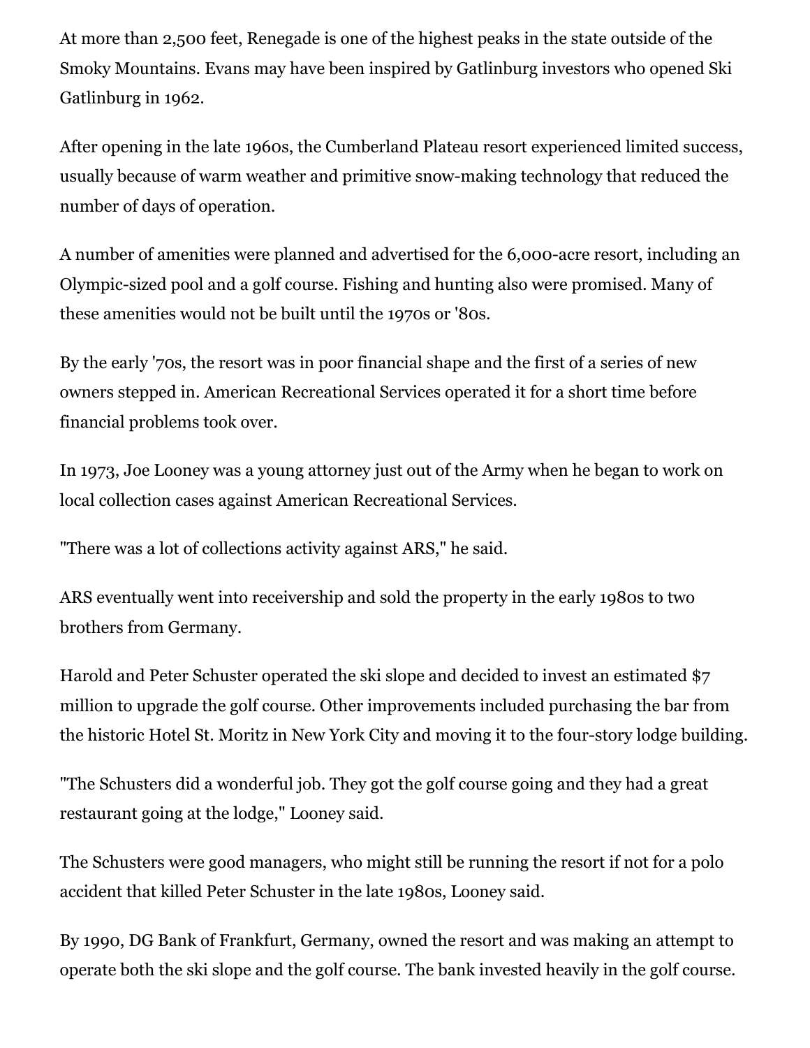At more than 2,500 feet, Renegade is one of the highest peaks in the state outside of the Smoky Mountains. Evans may have been inspired by Gatlinburg investors who opened Ski Gatlinburg in 1962.

After opening in the late 1960s, the Cumberland Plateau resort experienced limited success, usually because of warm weather and primitive snow-making technology that reduced the number of days of operation.

A number of amenities were planned and advertised for the 6,000-acre resort, including an Olympic-sized pool and a golf course. Fishing and hunting also were promised. Many of these amenities would not be built until the 1970s or '80s.

By the early '70s, the resort was in poor financial shape and the first of a series of new owners stepped in. American Recreational Services operated it for a short time before financial problems took over.

In 1973, Joe Looney was a young attorney just out of the Army when he began to work on local collection cases against American Recreational Services.

"There was a lot of collections activity against ARS," he said.

ARS eventually went into receivership and sold the property in the early 1980s to two brothers from Germany.

Harold and Peter Schuster operated the ski slope and decided to invest an estimated $7 million to upgrade the golf course. Other improvements included purchasing the bar from the historic Hotel St. Moritz in New York City and moving it to the four-story lodge building.

"The Schusters did a wonderful job. They got the golf course going and they had a great restaurant going at the lodge," Looney said.

The Schusters were good managers, who might still be running the resort if not for a polo accident that killed Peter Schuster in the late 1980s, Looney said.

By 1990, DG Bank of Frankfurt, Germany, owned the resort and was making an attempt to operate both the ski slope and the golf course. The bank invested heavily in the golf course.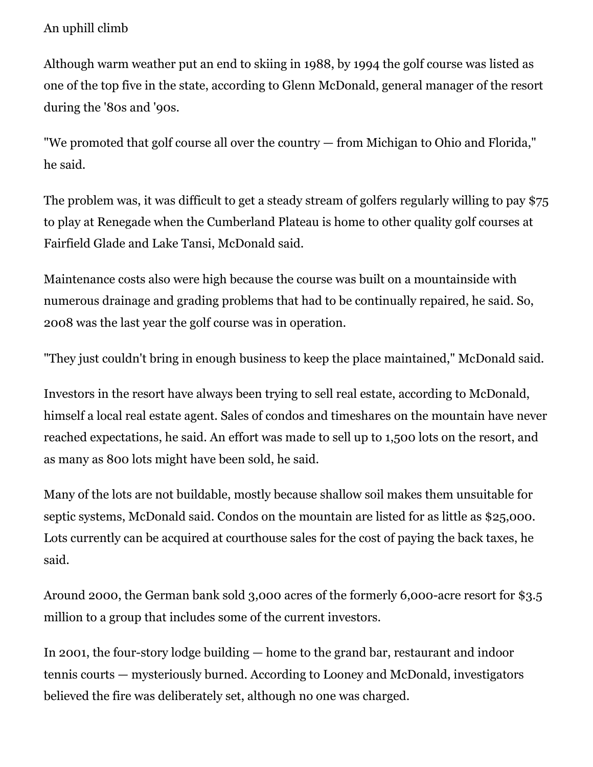An uphill climb

Although warm weather put an end to skiing in 1988, by 1994 the golf course was listed as one of the top five in the state, according to Glenn McDonald, general manager of the resort during the '80s and '90s.

"We promoted that golf course all over the country — from Michigan to Ohio and Florida," he said.

The problem was, it was difficult to get a steady stream of golfers regularly willing to pay $75 to play at Renegade when the Cumberland Plateau is home to other quality golf courses at Fairfield Glade and Lake Tansi, McDonald said.

Maintenance costs also were high because the course was built on a mountainside with numerous drainage and grading problems that had to be continually repaired, he said. So, 2008 was the last year the golf course was in operation.

"They just couldn't bring in enough business to keep the place maintained," McDonald said.

Investors in the resort have always been trying to sell real estate, according to McDonald, himself a local real estate agent. Sales of condos and timeshares on the mountain have never reached expectations, he said. An effort was made to sell up to 1,500 lots on the resort, and as many as 800 lots might have been sold, he said.

Many of the lots are not buildable, mostly because shallow soil makes them unsuitable for septic systems, McDonald said. Condos on the mountain are listed for as little as $25,000. Lots currently can be acquired at courthouse sales for the cost of paying the back taxes, he said.

Around 2000, the German bank sold 3,000 acres of the formerly 6,000-acre resort for $3.5 million to a group that includes some of the current investors.

In 2001, the four-story lodge building — home to the grand bar, restaurant and indoor tennis courts — mysteriously burned. According to Looney and McDonald, investigators believed the fire was deliberately set, although no one was charged.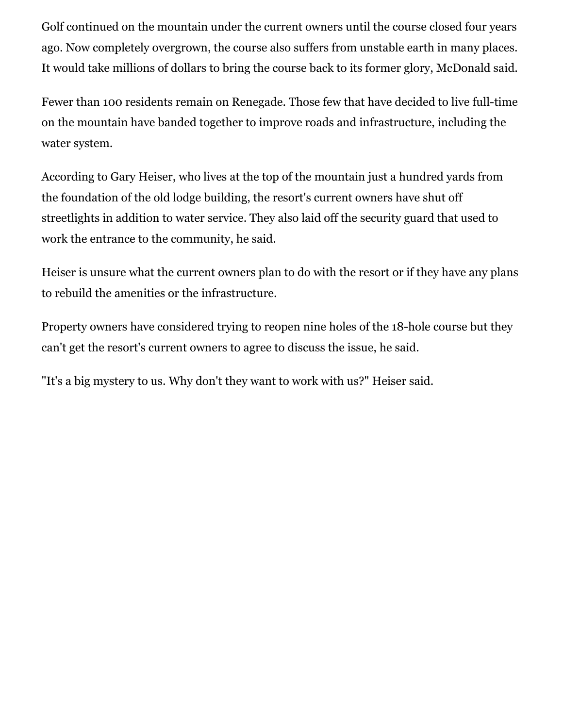Golf continued on the mountain under the current owners until the course closed four years ago. Now completely overgrown, the course also suffers from unstable earth in many places. It would take millions of dollars to bring the course back to its former glory, McDonald said.

Fewer than 100 residents remain on Renegade. Those few that have decided to live full-time on the mountain have banded together to improve roads and infrastructure, including the water system.

According to Gary Heiser, who lives at the top of the mountain just a hundred yards from the foundation of the old lodge building, the resort's current owners have shut off streetlights in addition to water service. They also laid off the security guard that used to work the entrance to the community, he said.

Heiser is unsure what the current owners plan to do with the resort or if they have any plans to rebuild the amenities or the infrastructure.

Property owners have considered trying to reopen nine holes of the 18-hole course but they can't get the resort's current owners to agree to discuss the issue, he said.

"It's a big mystery to us. Why don't they want to work with us?" Heiser said.